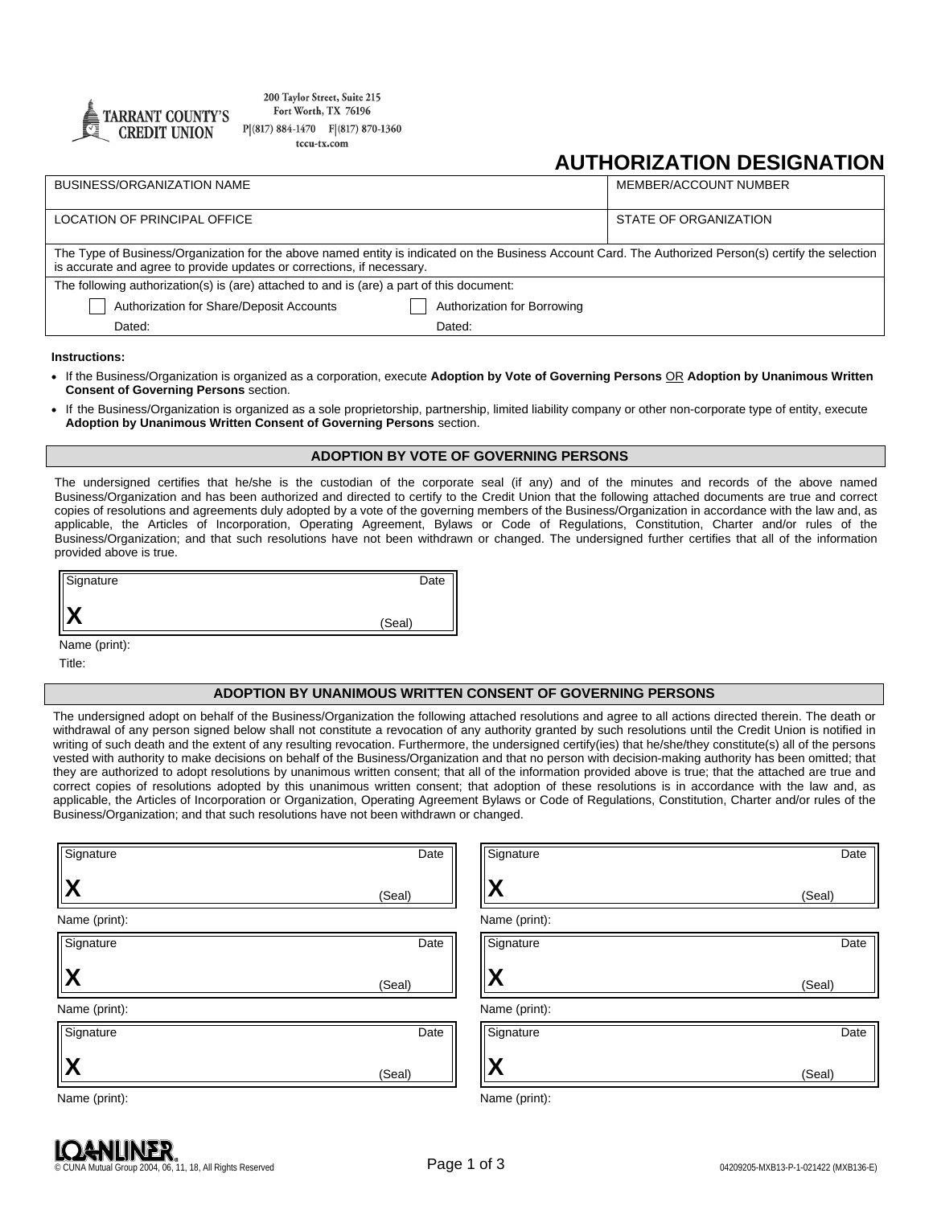TARRANT COUNTY'S CREDIT UNION

200 Taylor Street, Suite 215
Fort Worth, TX 76196
P|(817) 884-1470 F|(817) 870-1360
tccu-tx.com

# AUTHORIZATION DESIGNATION

| BUSINESS/ORGANIZATION NAME | MEMBER/ACCOUNT NUMBER |
|---|---|
| LOCATION OF PRINCIPAL OFFICE | STATE OF ORGANIZATION |

The Type of Business/Organization for the above named entity is indicated on the Business Account Card. The Authorized Person(s) certify the selection is accurate and agree to provide updates or corrections, if necessary.

The following authorization(s) is (are) attached to and is (are) a part of this document:

☐ Authorization for Share/Deposit Accounts
Dated:

☐ Authorization for Borrowing
Dated:

**Instructions:**

- If the Business/Organization is organized as a corporation, execute **Adoption by Vote of Governing Persons** OR **Adoption by Unanimous Written Consent of Governing Persons** section.
- If the Business/Organization is organized as a sole proprietorship, partnership, limited liability company or other non-corporate type of entity, execute **Adoption by Unanimous Written Consent of Governing Persons** section.

## ADOPTION BY VOTE OF GOVERNING PERSONS

The undersigned certifies that he/she is the custodian of the corporate seal (if any) and of the minutes and records of the above named Business/Organization and has been authorized and directed to certify to the Credit Union that the following attached documents are true and correct copies of resolutions and agreements duly adopted by a vote of the governing members of the Business/Organization in accordance with the law and, as applicable, the Articles of Incorporation, Operating Agreement, Bylaws or Code of Regulations, Constitution, Charter and/or rules of the Business/Organization; and that such resolutions have not been withdrawn or changed. The undersigned further certifies that all of the information provided above is true.

Signature Date
X (Seal)

Name (print):

Title:

## ADOPTION BY UNANIMOUS WRITTEN CONSENT OF GOVERNING PERSONS

The undersigned adopt on behalf of the Business/Organization the following attached resolutions and agree to all actions directed therein. The death or withdrawal of any person signed below shall not constitute a revocation of any authority granted by such resolutions until the Credit Union is notified in writing of such death and the extent of any resulting revocation. Furthermore, the undersigned certify(ies) that he/she/they constitute(s) all of the persons vested with authority to make decisions on behalf of the Business/Organization and that no person with decision-making authority has been omitted; that they are authorized to adopt resolutions by unanimous written consent; that all of the information provided above is true; that the attached are true and correct copies of resolutions adopted by this unanimous written consent; that adoption of these resolutions is in accordance with the law and, as applicable, the Articles of Incorporation or Organization, Operating Agreement Bylaws or Code of Regulations, Constitution, Charter and/or rules of the Business/Organization; and that such resolutions have not been withdrawn or changed.

Signature Date
X (Seal)

Name (print):

Signature Date
X (Seal)

Name (print):

Signature Date
X (Seal)

Name (print):

Signature Date
X (Seal)

Name (print):

Signature Date
X (Seal)

Name (print):

Signature Date
X (Seal)

Name (print):

LOANLINER
© CUNA Mutual Group 2004, 06, 11, 18, All Rights Reserved

04209205-MXB13-P-1-021422 (MXB136-E)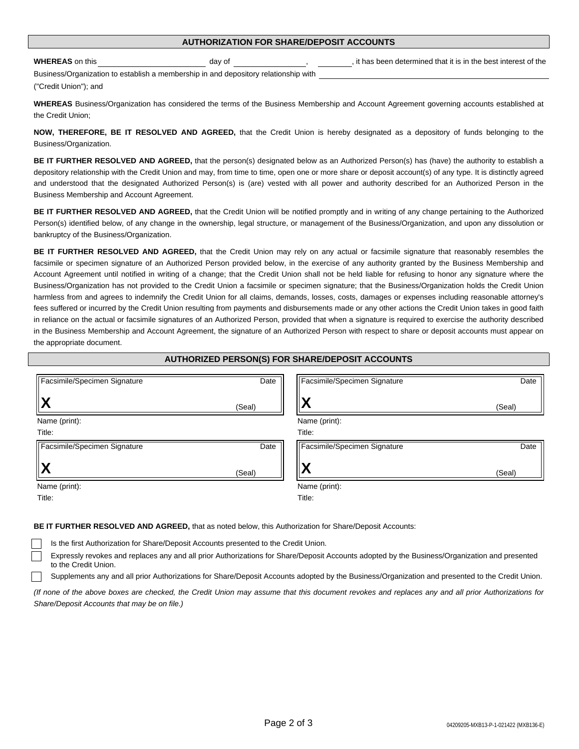## AUTHORIZATION FOR SHARE/DEPOSIT ACCOUNTS

**WHEREAS** on this ______________________ day of ________________, ________, it has been determined that it is in the best interest of the Business/Organization to establish a membership in and depository relationship with ________________________________________ ("Credit Union"); and

**WHEREAS** Business/Organization has considered the terms of the Business Membership and Account Agreement governing accounts established at the Credit Union;

**NOW, THEREFORE, BE IT RESOLVED AND AGREED,** that the Credit Union is hereby designated as a depository of funds belonging to the Business/Organization.

**BE IT FURTHER RESOLVED AND AGREED,** that the person(s) designated below as an Authorized Person(s) has (have) the authority to establish a depository relationship with the Credit Union and may, from time to time, open one or more share or deposit account(s) of any type. It is distinctly agreed and understood that the designated Authorized Person(s) is (are) vested with all power and authority described for an Authorized Person in the Business Membership and Account Agreement.

**BE IT FURTHER RESOLVED AND AGREED,** that the Credit Union will be notified promptly and in writing of any change pertaining to the Authorized Person(s) identified below, of any change in the ownership, legal structure, or management of the Business/Organization, and upon any dissolution or bankruptcy of the Business/Organization.

**BE IT FURTHER RESOLVED AND AGREED,** that the Credit Union may rely on any actual or facsimile signature that reasonably resembles the facsimile or specimen signature of an Authorized Person provided below, in the exercise of any authority granted by the Business Membership and Account Agreement until notified in writing of a change; that the Credit Union shall not be held liable for refusing to honor any signature where the Business/Organization has not provided to the Credit Union a facsimile or specimen signature; that the Business/Organization holds the Credit Union harmless from and agrees to indemnify the Credit Union for all claims, demands, losses, costs, damages or expenses including reasonable attorney's fees suffered or incurred by the Credit Union resulting from payments and disbursements made or any other actions the Credit Union takes in good faith in reliance on the actual or facsimile signatures of an Authorized Person, provided that when a signature is required to exercise the authority described in the Business Membership and Account Agreement, the signature of an Authorized Person with respect to share or deposit accounts must appear on the appropriate document.

## AUTHORIZED PERSON(S) FOR SHARE/DEPOSIT ACCOUNTS

| Facsimile/Specimen Signature | Date | Facsimile/Specimen Signature | Date |
|---|---|---|---|
| **X** | (Seal) | **X** | (Seal) |
| Name (print): | | Name (print): | |
| Title: | | Title: | |

| Facsimile/Specimen Signature | Date | Facsimile/Specimen Signature | Date |
|---|---|---|---|
| **X** | (Seal) | **X** | (Seal) |
| Name (print): | | Name (print): | |
| Title: | | Title: | |

**BE IT FURTHER RESOLVED AND AGREED,** that as noted below, this Authorization for Share/Deposit Accounts:

- ☐ Is the first Authorization for Share/Deposit Accounts presented to the Credit Union.
- ☐ Expressly revokes and replaces any and all prior Authorizations for Share/Deposit Accounts adopted by the Business/Organization and presented to the Credit Union.
- ☐ Supplements any and all prior Authorizations for Share/Deposit Accounts adopted by the Business/Organization and presented to the Credit Union.

*(If none of the above boxes are checked, the Credit Union may assume that this document revokes and replaces any and all prior Authorizations for Share/Deposit Accounts that may be on file.)*

04209205-MXB13-P-1-021422 (MXB136-E)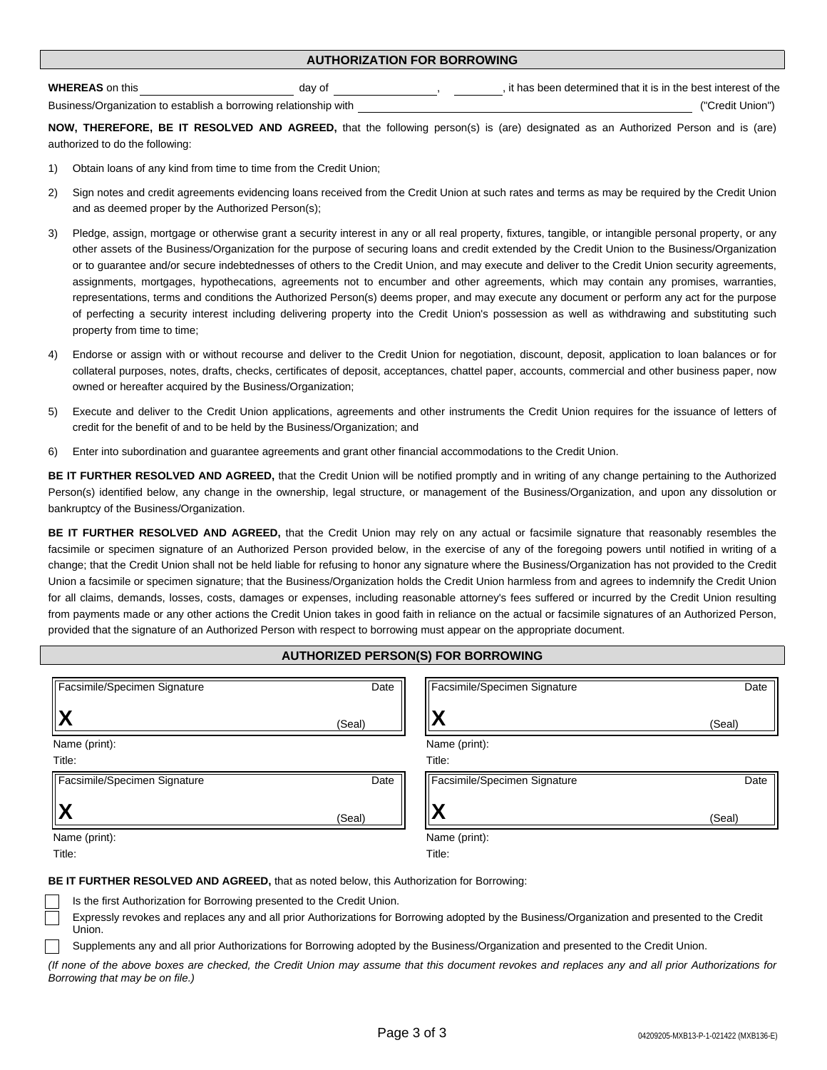## AUTHORIZATION FOR BORROWING

**WHEREAS** on this \_\_\_\_\_\_\_\_\_\_\_\_\_\_\_\_\_\_\_\_ day of \_\_\_\_\_\_\_\_\_\_\_\_\_\_\_, \_\_\_\_\_\_\_, it has been determined that it is in the best interest of the Business/Organization to establish a borrowing relationship with \_\_\_\_\_\_\_\_\_\_\_\_\_\_\_\_\_\_\_\_\_\_\_\_\_\_\_\_\_\_\_\_\_\_\_\_\_\_\_\_ ("Credit Union")

**NOW, THEREFORE, BE IT RESOLVED AND AGREED,** that the following person(s) is (are) designated as an Authorized Person and is (are) authorized to do the following:

1) Obtain loans of any kind from time to time from the Credit Union;

2) Sign notes and credit agreements evidencing loans received from the Credit Union at such rates and terms as may be required by the Credit Union and as deemed proper by the Authorized Person(s);

3) Pledge, assign, mortgage or otherwise grant a security interest in any or all real property, fixtures, tangible, or intangible personal property, or any other assets of the Business/Organization for the purpose of securing loans and credit extended by the Credit Union to the Business/Organization or to guarantee and/or secure indebtednesses of others to the Credit Union, and may execute and deliver to the Credit Union security agreements, assignments, mortgages, hypothecations, agreements not to encumber and other agreements, which may contain any promises, warranties, representations, terms and conditions the Authorized Person(s) deems proper, and may execute any document or perform any act for the purpose of perfecting a security interest including delivering property into the Credit Union's possession as well as withdrawing and substituting such property from time to time;

4) Endorse or assign with or without recourse and deliver to the Credit Union for negotiation, discount, deposit, application to loan balances or for collateral purposes, notes, drafts, checks, certificates of deposit, acceptances, chattel paper, accounts, commercial and other business paper, now owned or hereafter acquired by the Business/Organization;

5) Execute and deliver to the Credit Union applications, agreements and other instruments the Credit Union requires for the issuance of letters of credit for the benefit of and to be held by the Business/Organization; and

6) Enter into subordination and guarantee agreements and grant other financial accommodations to the Credit Union.

**BE IT FURTHER RESOLVED AND AGREED,** that the Credit Union will be notified promptly and in writing of any change pertaining to the Authorized Person(s) identified below, any change in the ownership, legal structure, or management of the Business/Organization, and upon any dissolution or bankruptcy of the Business/Organization.

**BE IT FURTHER RESOLVED AND AGREED,** that the Credit Union may rely on any actual or facsimile signature that reasonably resembles the facsimile or specimen signature of an Authorized Person provided below, in the exercise of any of the foregoing powers until notified in writing of a change; that the Credit Union shall not be held liable for refusing to honor any signature where the Business/Organization has not provided to the Credit Union a facsimile or specimen signature; that the Business/Organization holds the Credit Union harmless from and agrees to indemnify the Credit Union for all claims, demands, losses, costs, damages or expenses, including reasonable attorney's fees suffered or incurred by the Credit Union resulting from payments made or any other actions the Credit Union takes in good faith in reliance on the actual or facsimile signatures of an Authorized Person, provided that the signature of an Authorized Person with respect to borrowing must appear on the appropriate document.

## AUTHORIZED PERSON(S) FOR BORROWING

| | |
|---|---|
| Facsimile/Specimen Signature Date<br>X (Seal) | Facsimile/Specimen Signature Date<br>X (Seal) |
| Name (print):<br>Title: | Name (print):<br>Title: |
| Facsimile/Specimen Signature Date<br>X (Seal) | Facsimile/Specimen Signature Date<br>X (Seal) |
| Name (print):<br>Title: | Name (print):<br>Title: |

**BE IT FURTHER RESOLVED AND AGREED,** that as noted below, this Authorization for Borrowing:

☐ Is the first Authorization for Borrowing presented to the Credit Union.

☐ Expressly revokes and replaces any and all prior Authorizations for Borrowing adopted by the Business/Organization and presented to the Credit Union.

☐ Supplements any and all prior Authorizations for Borrowing adopted by the Business/Organization and presented to the Credit Union.

*(If none of the above boxes are checked, the Credit Union may assume that this document revokes and replaces any and all prior Authorizations for Borrowing that may be on file.)*

04209205-MXB13-P-1-021422 (MXB136-E)